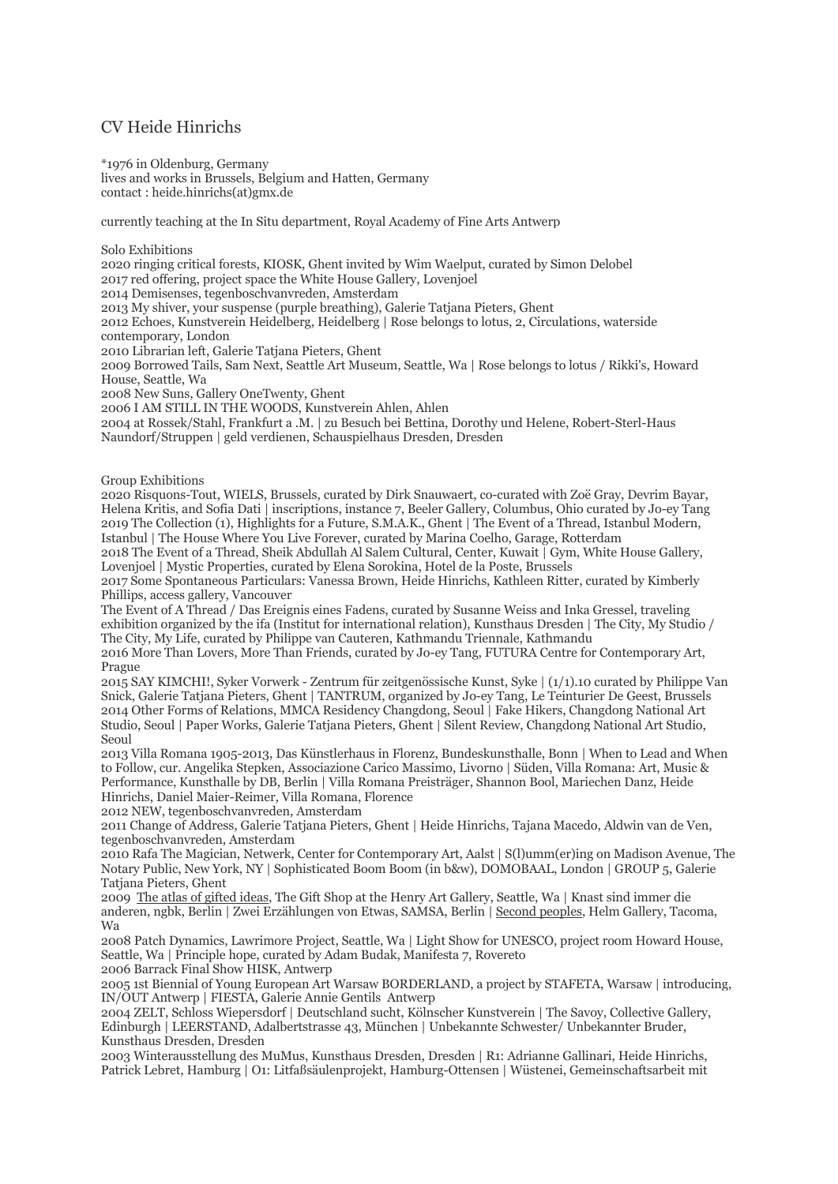# CV Heide Hinrichs

*1976 in Oldenburg, Germany
lives and works in Brussels, Belgium and Hatten, Germany
contact : heide.hinrichs(at)gmx.de

currently teaching at the In Situ department, Royal Academy of Fine Arts Antwerp

## Solo Exhibitions

2020 ringing critical forests, KIOSK, Ghent invited by Wim Waelput, curated by Simon Delobel
2017 red offering, project space the White House Gallery, Lovenjoel
2014 Demisenses, tegenboschvanvreden, Amsterdam
2013 My shiver, your suspense (purple breathing), Galerie Tatjana Pieters, Ghent
2012 Echoes, Kunstverein Heidelberg, Heidelberg | Rose belongs to lotus, 2, Circulations, waterside contemporary, London
2010 Librarian left, Galerie Tatjana Pieters, Ghent
2009 Borrowed Tails, Sam Next, Seattle Art Museum, Seattle, Wa | Rose belongs to lotus / Rikki's, Howard House, Seattle, Wa
2008 New Suns, Gallery OneTwenty, Ghent
2006 I AM STILL IN THE WOODS, Kunstverein Ahlen, Ahlen
2004 at Rossek/Stahl, Frankfurt a .M. | zu Besuch bei Bettina, Dorothy und Helene, Robert-Sterl-Haus Naundorf/Struppen | geld verdienen, Schauspielhaus Dresden, Dresden

## Group Exhibitions

2020 Risquons-Tout, WIELS, Brussels, curated by Dirk Snauwaert, co-curated with Zoë Gray, Devrim Bayar, Helena Kritis, and Sofia Dati | inscriptions, instance 7, Beeler Gallery, Columbus, Ohio curated by Jo-ey Tang
2019 The Collection (1), Highlights for a Future, S.M.A.K., Ghent | The Event of a Thread, Istanbul Modern, Istanbul | The House Where You Live Forever, curated by Marina Coelho, Garage, Rotterdam
2018 The Event of a Thread, Sheik Abdullah Al Salem Cultural, Center, Kuwait | Gym, White House Gallery, Lovenjoel | Mystic Properties, curated by Elena Sorokina, Hotel de la Poste, Brussels
2017 Some Spontaneous Particulars: Vanessa Brown, Heide Hinrichs, Kathleen Ritter, curated by Kimberly Phillips, access gallery, Vancouver
The Event of A Thread / Das Ereignis eines Fadens, curated by Susanne Weiss and Inka Gressel, traveling exhibition organized by the ifa (Institut for international relation), Kunsthaus Dresden | The City, My Studio / The City, My Life, curated by Philippe van Cauteren, Kathmandu Triennale, Kathmandu
2016 More Than Lovers, More Than Friends, curated by Jo-ey Tang, FUTURA Centre for Contemporary Art, Prague
2015 SAY KIMCHI!, Syker Vorwerk - Zentrum für zeitgenössische Kunst, Syke | (1/1).10 curated by Philippe Van Snick, Galerie Tatjana Pieters, Ghent | TANTRUM, organized by Jo-ey Tang, Le Teinturier De Geest, Brussels
2014 Other Forms of Relations, MMCA Residency Changdong, Seoul | Fake Hikers, Changdong National Art Studio, Seoul | Paper Works, Galerie Tatjana Pieters, Ghent | Silent Review, Changdong National Art Studio, Seoul
2013 Villa Romana 1905-2013, Das Künstlerhaus in Florenz, Bundeskunsthalle, Bonn | When to Lead and When to Follow, cur. Angelika Stepken, Associazione Carico Massimo, Livorno | Süden, Villa Romana: Art, Music & Performance, Kunsthalle by DB, Berlin | Villa Romana Preisträger, Shannon Bool, Mariechen Danz, Heide Hinrichs, Daniel Maier-Reimer, Villa Romana, Florence
2012 NEW, tegenboschvanvreden, Amsterdam
2011 Change of Address, Galerie Tatjana Pieters, Ghent | Heide Hinrichs, Tajana Macedo, Aldwin van de Ven, tegenboschvanvreden, Amsterdam
2010 Rafa The Magician, Netwerk, Center for Contemporary Art, Aalst | S(l)umm(er)ing on Madison Avenue, The Notary Public, New York, NY | Sophisticated Boom Boom (in b&w), DOMOBAAL, London | GROUP 5, Galerie Tatjana Pieters, Ghent
2009 The atlas of gifted ideas, The Gift Shop at the Henry Art Gallery, Seattle, Wa | Knast sind immer die anderen, ngbk, Berlin | Zwei Erzählungen von Etwas, SAMSA, Berlin | Second peoples, Helm Gallery, Tacoma, Wa
2008 Patch Dynamics, Lawrimore Project, Seattle, Wa | Light Show for UNESCO, project room Howard House, Seattle, Wa | Principle hope, curated by Adam Budak, Manifesta 7, Rovereto
2006 Barrack Final Show HISK, Antwerp
2005 1st Biennial of Young European Art Warsaw BORDERLAND, a project by STAFETA, Warsaw | introducing, IN/OUT Antwerp | FIESTA, Galerie Annie Gentils Antwerp
2004 ZELT, Schloss Wiepersdorf | Deutschland sucht, Kölnscher Kunstverein | The Savoy, Collective Gallery, Edinburgh | LEERSTAND, Adalbertstrasse 43, München | Unbekannte Schwester/ Unbekannter Bruder, Kunsthaus Dresden, Dresden
2003 Winterausstellung des MuMus, Kunsthaus Dresden, Dresden | R1: Adrianne Gallinari, Heide Hinrichs, Patrick Lebret, Hamburg | O1: Litfaßsäulenprojekt, Hamburg-Ottensen | Wüstenei, Gemeinschaftsarbeit mit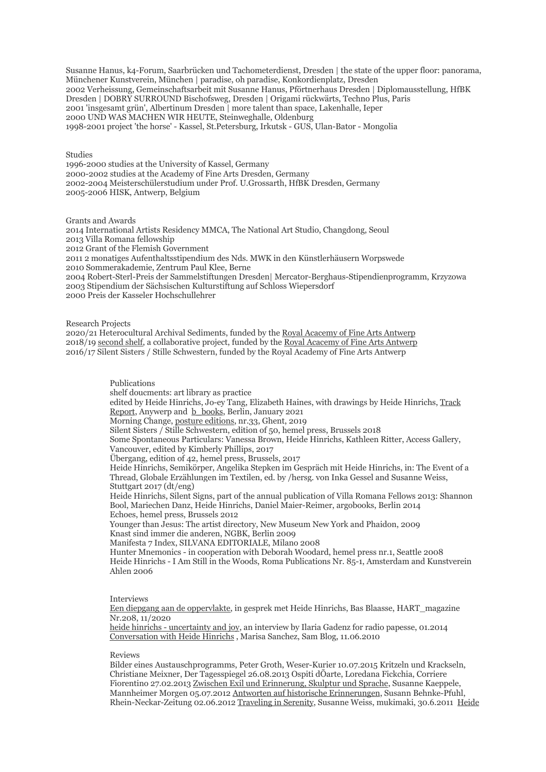Susanne Hanus, k4-Forum, Saarbrücken und Tachometerdienst, Dresden | the state of the upper floor: panorama, Münchener Kunstverein, München | paradise, oh paradise, Konkordienplatz, Dresden
2002 Verheissung, Gemeinschaftsarbeit mit Susanne Hanus, Pförtnerhaus Dresden | Diplomausstellung, HfBK Dresden | DOBRY SURROUND Bischofsweg, Dresden | Origami rückwärts, Techno Plus, Paris
2001 'insgesamt grün', Albertinum Dresden | more talent than space, Lakenhalle, Ieper
2000 UND WAS MACHEN WIR HEUTE, Steinweghalle, Oldenburg
1998-2001 project 'the horse' - Kassel, St.Petersburg, Irkutsk - GUS, Ulan-Bator - Mongolia

Studies
1996-2000 studies at the University of Kassel, Germany
2000-2002 studies at the Academy of Fine Arts Dresden, Germany
2002-2004 Meisterschülerstudium under Prof. U.Grossarth, HfBK Dresden, Germany
2005-2006 HISK, Antwerp, Belgium

Grants and Awards
2014 International Artists Residency MMCA, The National Art Studio, Changdong, Seoul
2013 Villa Romana fellowship
2012 Grant of the Flemish Government
2011 2 monatiges Aufenthaltsstipendium des Nds. MWK in den Künstlerhäusern Worpswede
2010 Sommerakademie, Zentrum Paul Klee, Berne
2004 Robert-Sterl-Preis der Sammelstiftungen Dresden| Mercator-Berghaus-Stipendienprogramm, Krzyzowa
2003 Stipendium der Sächsischen Kulturstiftung auf Schloss Wiepersdorf
2000 Preis der Kasseler Hochschullehrer

Research Projects
2020/21 Heterocultural Archival Sediments, funded by the Royal Acacemy of Fine Arts Antwerp
2018/19 second shelf, a collaborative project, funded by the Royal Acacemy of Fine Arts Antwerp
2016/17 Silent Sisters / Stille Schwestern, funded by the Royal Academy of Fine Arts Antwerp

Publications
shelf doucments: art library as practice
edited by Heide Hinrichs, Jo-ey Tang, Elizabeth Haines, with drawings by Heide Hinrichs, Track Report, Anywerp and b_books, Berlin, January 2021
Morning Change, posture editions, nr.33, Ghent, 2019
Silent Sisters / Stille Schwestern, edition of 50, hemel press, Brussels 2018
Some Spontaneous Particulars: Vanessa Brown, Heide Hinrichs, Kathleen Ritter, Access Gallery, Vancouver, edited by Kimberly Phillips, 2017
Übergang, edition of 42, hemel press, Brussels, 2017
Heide Hinrichs, Semikörper, Angelika Stepken im Gespräch mit Heide Hinrichs, in: The Event of a Thread, Globale Erzählungen im Textilen, ed. by /hersg. von Inka Gessel and Susanne Weiss, Stuttgart 2017 (dt/eng)
Heide Hinrichs, Silent Signs, part of the annual publication of Villa Romana Fellows 2013: Shannon Bool, Mariechen Danz, Heide Hinrichs, Daniel Maier-Reimer, argobooks, Berlin 2014
Echoes, hemel press, Brussels 2012
Younger than Jesus: The artist directory, New Museum New York and Phaidon, 2009
Knast sind immer die anderen, NGBK, Berlin 2009
Manifesta 7 Index, SILVANA EDITORIALE, Milano 2008
Hunter Mnemonics - in cooperation with Deborah Woodard, hemel press nr.1, Seattle 2008
Heide Hinrichs - I Am Still in the Woods, Roma Publications Nr. 85-1, Amsterdam and Kunstverein Ahlen 2006

Interviews
Een diepgang aan de oppervlakte, in gesprek met Heide Hinrichs, Bas Blaasse, HART_magazine Nr.208, 11/2020
heide hinrichs - uncertainty and joy, an interview by Ilaria Gadenz for radio papesse, 01.2014
Conversation with Heide Hinrichs , Marisa Sanchez, Sam Blog, 11.06.2010

Reviews
Bilder eines Austauschprogramms, Peter Groth, Weser-Kurier 10.07.2015 Kritzeln und Krackseln, Christiane Meixner, Der Tagesspiegel 26.08.2013 Ospiti dÕarte, Loredana Fickchia, Corriere Fiorentino 27.02.2013 Zwischen Exil und Erinnerung, Skulptur und Sprache, Susanne Kaeppele, Mannheimer Morgen 05.07.2012 Antworten auf historische Erinnerungen, Susann Behnke-Pfuhl, Rhein-Neckar-Zeitung 02.06.2012 Traveling in Serenity, Susanne Weiss, mukimaki, 30.6.2011 Heide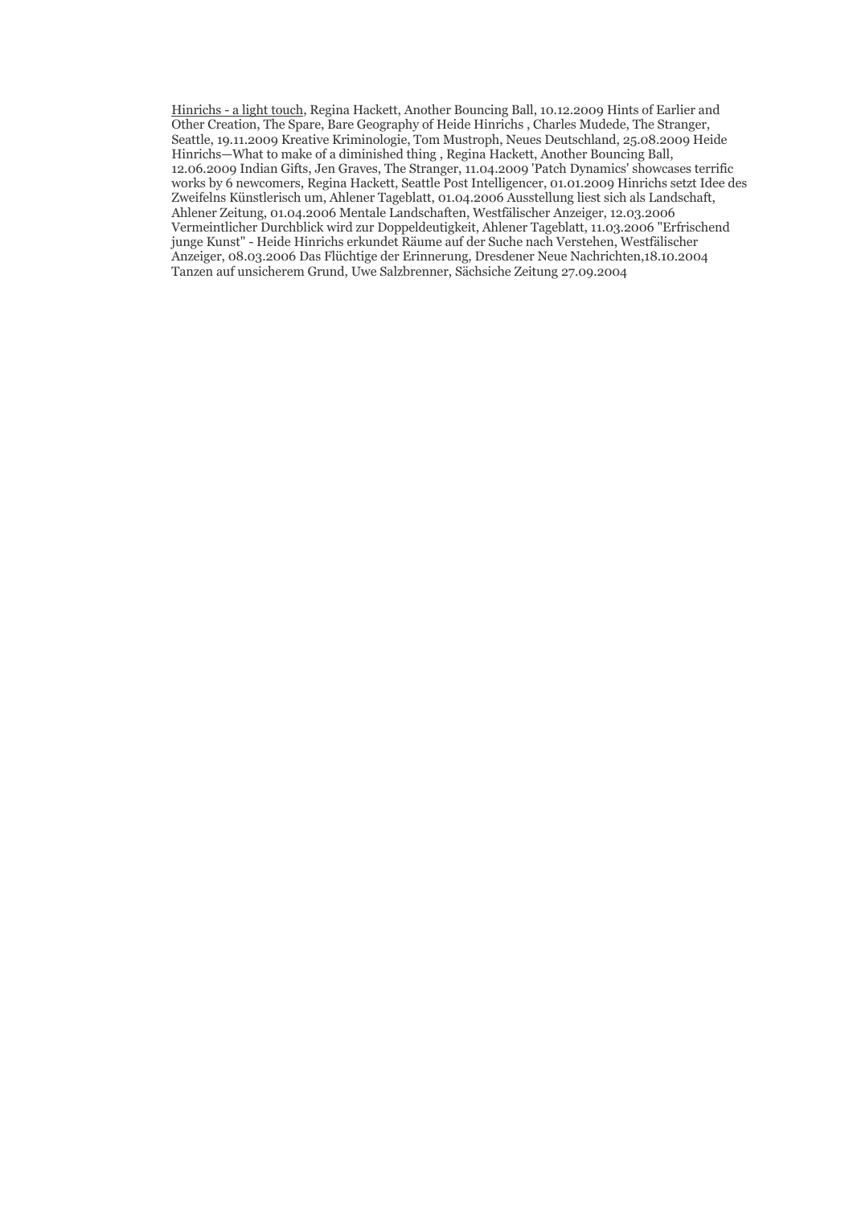Hinrichs - a light touch, Regina Hackett, Another Bouncing Ball, 10.12.2009 Hints of Earlier and Other Creation, The Spare, Bare Geography of Heide Hinrichs , Charles Mudede, The Stranger, Seattle, 19.11.2009 Kreative Kriminologie, Tom Mustroph, Neues Deutschland, 25.08.2009 Heide Hinrichs—What to make of a diminished thing , Regina Hackett, Another Bouncing Ball, 12.06.2009 Indian Gifts, Jen Graves, The Stranger, 11.04.2009 'Patch Dynamics' showcases terrific works by 6 newcomers, Regina Hackett, Seattle Post Intelligencer, 01.01.2009 Hinrichs setzt Idee des Zweifelns Künstlerisch um, Ahlener Tageblatt, 01.04.2006 Ausstellung liest sich als Landschaft, Ahlener Zeitung, 01.04.2006 Mentale Landschaften, Westfälischer Anzeiger, 12.03.2006 Vermeintlicher Durchblick wird zur Doppeldeutigkeit, Ahlener Tageblatt, 11.03.2006 "Erfrischend junge Kunst" - Heide Hinrichs erkundet Räume auf der Suche nach Verstehen, Westfälischer Anzeiger, 08.03.2006 Das Flüchtige der Erinnerung, Dresdener Neue Nachrichten,18.10.2004 Tanzen auf unsicherem Grund, Uwe Salzbrenner, Sächsiche Zeitung 27.09.2004